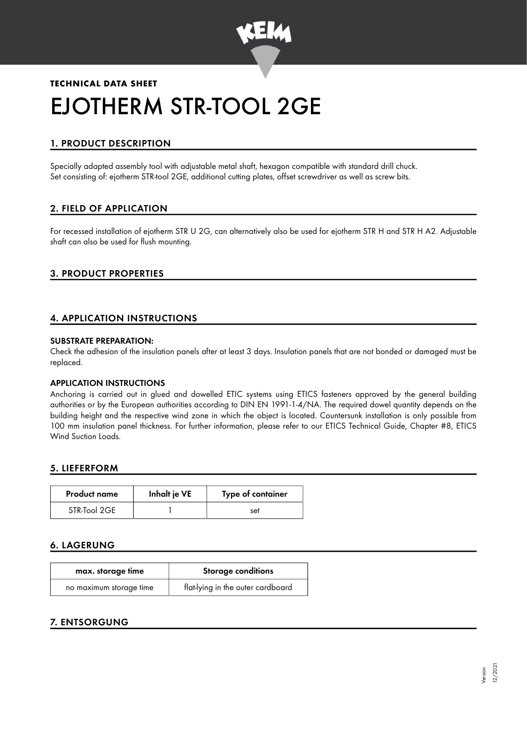**TECHNICAL DATA SHEET**

# EJOTHERM STR-TOOL 2GE

## 1. PRODUCT DESCRIPTION

Specially adapted assembly tool with adjustable metal shaft, hexagon compatible with standard drill chuck.
Set consisting of: ejotherm STR-tool 2GE, additional cutting plates, offset screwdriver as well as screw bits.

## 2. FIELD OF APPLICATION

For recessed installation of ejotherm STR U 2G, can alternatively also be used for ejotherm STR H and STR H A2. Adjustable shaft can also be used for flush mounting.

## 3. PRODUCT PROPERTIES

## 4. APPLICATION INSTRUCTIONS

**SUBSTRATE PREPARATION:**

Check the adhesion of the insulation panels after at least 3 days. Insulation panels that are not bonded or damaged must be replaced.

**APPLICATION INSTRUCTIONS**

Anchoring is carried out in glued and dowelled ETIC systems using ETICS fasteners approved by the general building authorities or by the European authorities according to DIN EN 1991-1-4/NA. The required dowel quantity depends on the building height and the respective wind zone in which the object is located. Countersunk installation is only possible from 100 mm insulation panel thickness. For further information, please refer to our ETICS Technical Guide, Chapter #8, ETICS Wind Suction Loads.

## 5. LIEFERFORM

| Product name | Inhalt je VE | Type of container |
|---|---|---|
| STR-Tool 2GE | 1 | set |

## 6. LAGERUNG

| max. storage time | Storage conditions |
|---|---|
| no maximum storage time | flat-lying in the outer cardboard |

## 7. ENTSORGUNG

Version 12/2021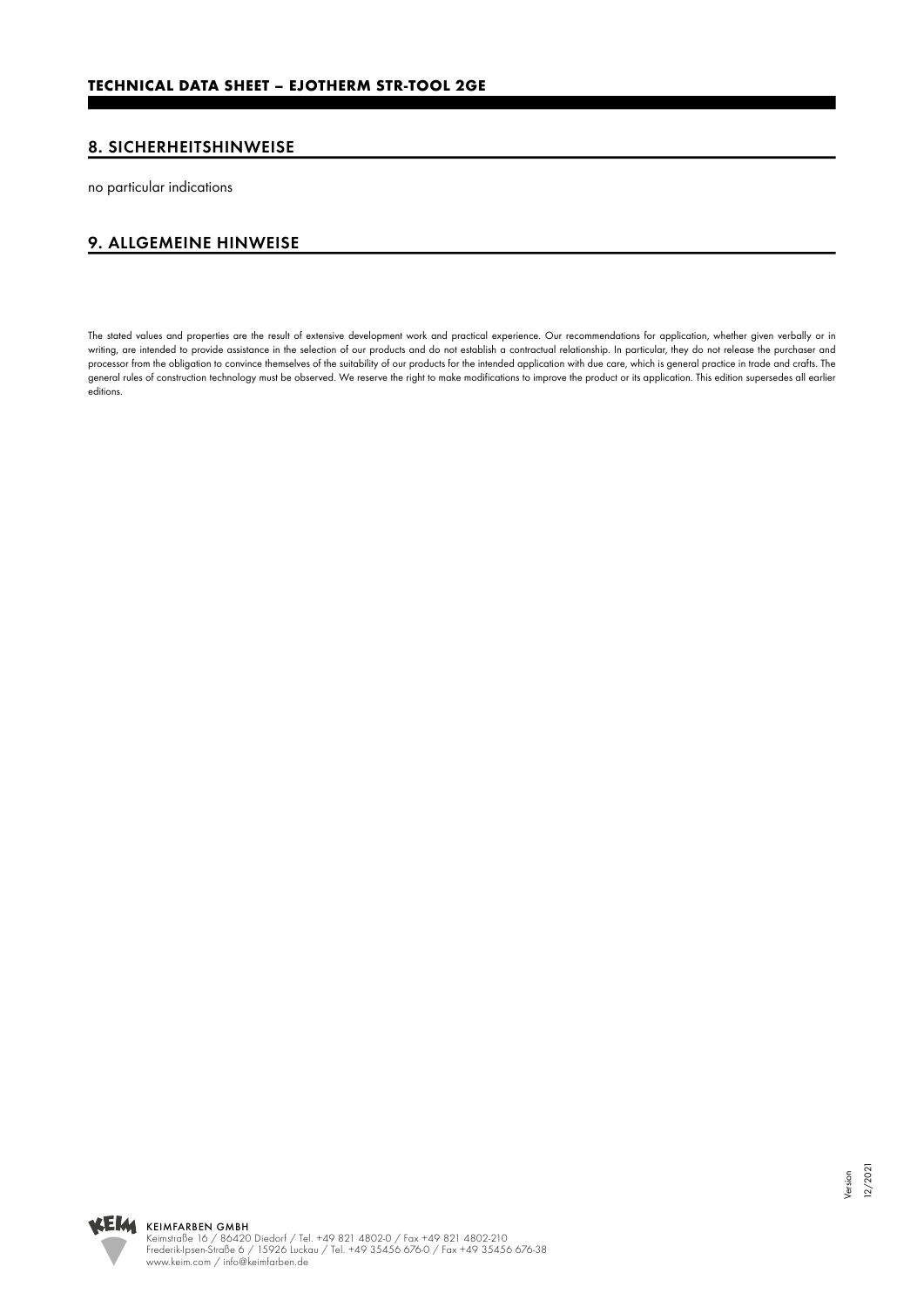## 8. SICHERHEITSHINWEISE

no particular indications

## 9. ALLGEMEINE HINWEISE

The stated values and properties are the result of extensive development work and practical experience. Our recommendations for application, whether given verbally or in writing, are intended to provide assistance in the selection of our products and do not establish a contractual relationship. In particular, they do not release the purchaser and processor from the obligation to convince themselves of the suitability of our products for the intended application with due care, which is general practice in trade and crafts. The general rules of construction technology must be observed. We reserve the right to make modifications to improve the product or its application. This edition supersedes all earlier editions.

KEIMFARBEN GMBH
Keimstraße 16 / 86420 Diedorf / Tel. +49 821 4802-0 / Fax +49 821 4802-210
Frederik-Ipsen-Straße 6 / 15926 Luckau / Tel. +49 35456 676-0 / Fax +49 35456 676-38
www.keim.com / info@keimfarben.de

Version 12/2021